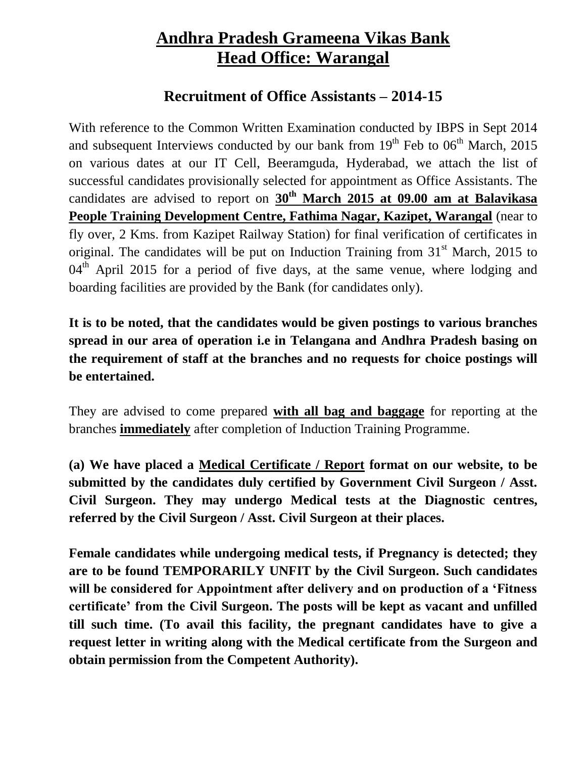# Andhra Pradesh Grameena Vikas Bank
# Head Office: Warangal

## Recruitment of Office Assistants – 2014-15

With reference to the Common Written Examination conducted by IBPS in Sept 2014 and subsequent Interviews conducted by our bank from 19th Feb to 06th March, 2015 on various dates at our IT Cell, Beeramguda, Hyderabad, we attach the list of successful candidates provisionally selected for appointment as Office Assistants. The candidates are advised to report on **30th March 2015 at 09.00 am at Balavikasa People Training Development Centre, Fathima Nagar, Kazipet, Warangal** (near to fly over, 2 Kms. from Kazipet Railway Station) for final verification of certificates in original. The candidates will be put on Induction Training from 31st March, 2015 to 04th April 2015 for a period of five days, at the same venue, where lodging and boarding facilities are provided by the Bank (for candidates only).

**It is to be noted, that the candidates would be given postings to various branches spread in our area of operation i.e in Telangana and Andhra Pradesh basing on the requirement of staff at the branches and no requests for choice postings will be entertained.**

They are advised to come prepared **with all bag and baggage** for reporting at the branches **immediately** after completion of Induction Training Programme.

**(a) We have placed a Medical Certificate / Report format on our website, to be submitted by the candidates duly certified by Government Civil Surgeon / Asst. Civil Surgeon. They may undergo Medical tests at the Diagnostic centres, referred by the Civil Surgeon / Asst. Civil Surgeon at their places.**

**Female candidates while undergoing medical tests, if Pregnancy is detected; they are to be found TEMPORARILY UNFIT by the Civil Surgeon. Such candidates will be considered for Appointment after delivery and on production of a 'Fitness certificate' from the Civil Surgeon. The posts will be kept as vacant and unfilled till such time. (To avail this facility, the pregnant candidates have to give a request letter in writing along with the Medical certificate from the Surgeon and obtain permission from the Competent Authority).**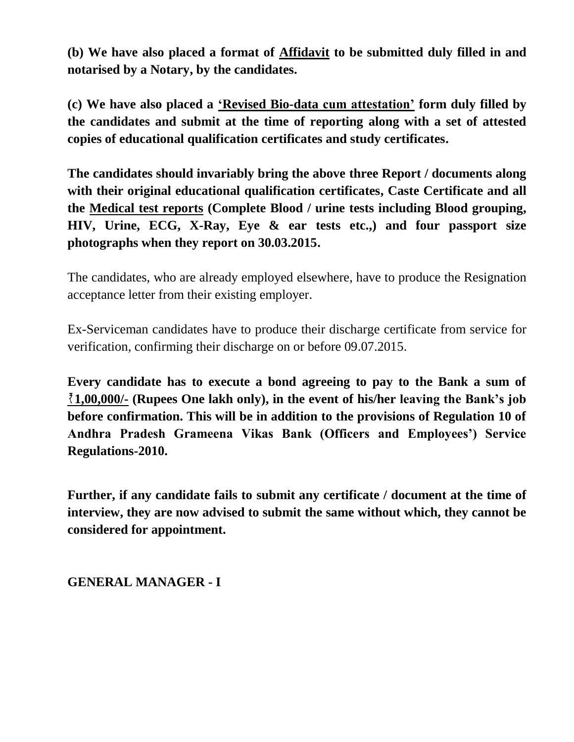**(b) We have also placed a format of Affidavit to be submitted duly filled in and notarised by a Notary, by the candidates.**

**(c) We have also placed a 'Revised Bio-data cum attestation' form duly filled by the candidates and submit at the time of reporting along with a set of attested copies of educational qualification certificates and study certificates.**

**The candidates should invariably bring the above three Report / documents along with their original educational qualification certificates, Caste Certificate and all the Medical test reports (Complete Blood / urine tests including Blood grouping, HIV, Urine, ECG, X-Ray, Eye & ear tests etc.,) and four passport size photographs when they report on 30.03.2015.**

The candidates, who are already employed elsewhere, have to produce the Resignation acceptance letter from their existing employer.

Ex-Serviceman candidates have to produce their discharge certificate from service for verification, confirming their discharge on or before 09.07.2015.

**Every candidate has to execute a bond agreeing to pay to the Bank a sum of ₹1,00,000/- (Rupees One lakh only), in the event of his/her leaving the Bank's job before confirmation. This will be in addition to the provisions of Regulation 10 of Andhra Pradesh Grameena Vikas Bank (Officers and Employees') Service Regulations-2010.**

**Further, if any candidate fails to submit any certificate / document at the time of interview, they are now advised to submit the same without which, they cannot be considered for appointment.**

**GENERAL MANAGER - I**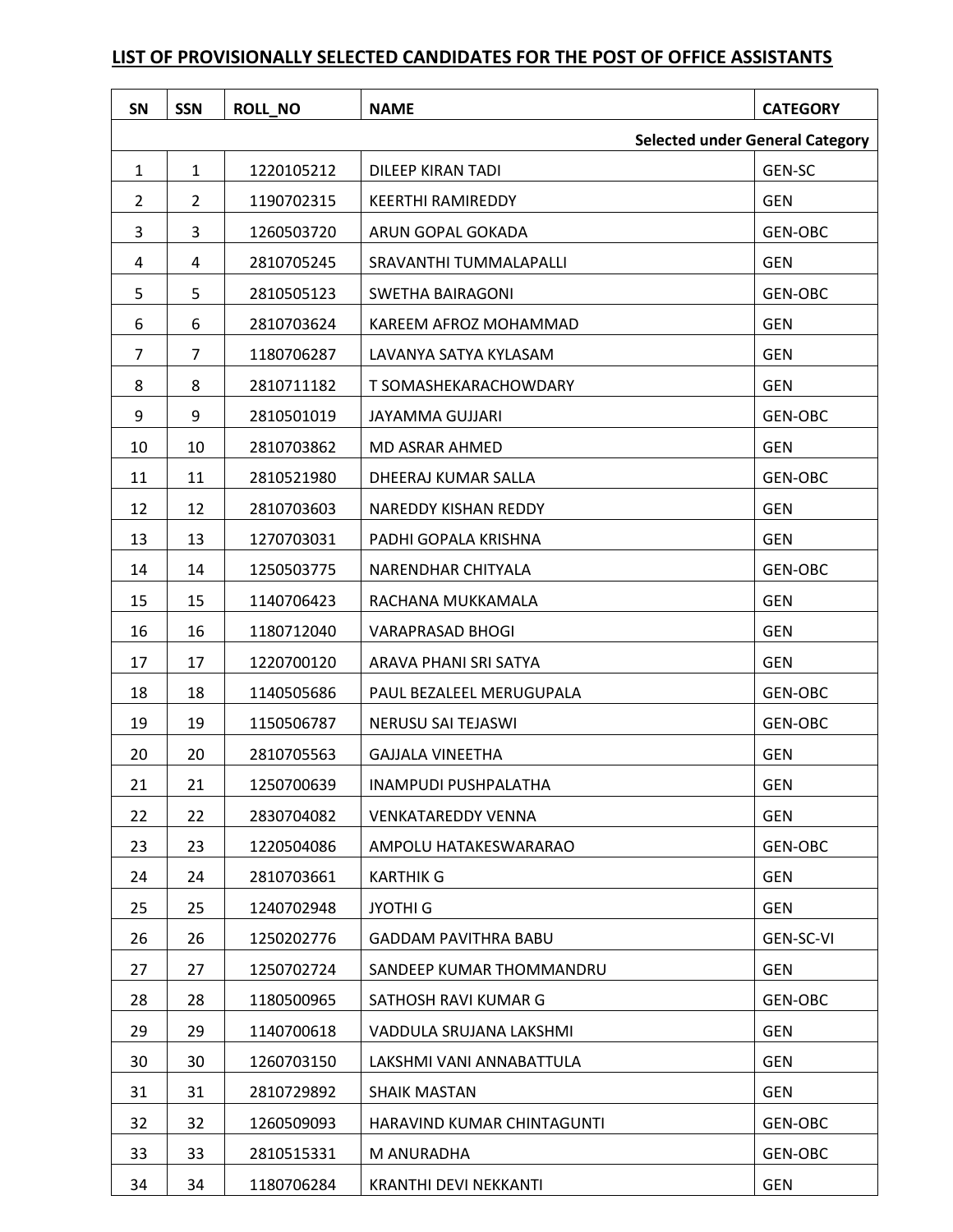## LIST OF PROVISIONALLY SELECTED CANDIDATES FOR THE POST OF OFFICE ASSISTANTS

| SN | SSN | ROLL_NO | NAME | CATEGORY |
|---|---|---|---|---|
| | | | | **Selected under General Category** |
| 1 | 1 | 1220105212 | DILEEP KIRAN TADI | GEN-SC |
| 2 | 2 | 1190702315 | KEERTHI RAMIREDDY | GEN |
| 3 | 3 | 1260503720 | ARUN GOPAL GOKADA | GEN-OBC |
| 4 | 4 | 2810705245 | SRAVANTHI TUMMALAPALLI | GEN |
| 5 | 5 | 2810505123 | SWETHA BAIRAGONI | GEN-OBC |
| 6 | 6 | 2810703624 | KAREEM AFROZ MOHAMMAD | GEN |
| 7 | 7 | 1180706287 | LAVANYA SATYA KYLASAM | GEN |
| 8 | 8 | 2810711182 | T SOMASHEKARACHOWDARY | GEN |
| 9 | 9 | 2810501019 | JAYAMMA GUJJARI | GEN-OBC |
| 10 | 10 | 2810703862 | MD ASRAR AHMED | GEN |
| 11 | 11 | 2810521980 | DHEERAJ KUMAR SALLA | GEN-OBC |
| 12 | 12 | 2810703603 | NAREDDY KISHAN REDDY | GEN |
| 13 | 13 | 1270703031 | PADHI GOPALA KRISHNA | GEN |
| 14 | 14 | 1250503775 | NARENDHAR CHITYALA | GEN-OBC |
| 15 | 15 | 1140706423 | RACHANA MUKKAMALA | GEN |
| 16 | 16 | 1180712040 | VARAPRASAD BHOGI | GEN |
| 17 | 17 | 1220700120 | ARAVA PHANI SRI SATYA | GEN |
| 18 | 18 | 1140505686 | PAUL BEZALEEL MERUGUPALA | GEN-OBC |
| 19 | 19 | 1150506787 | NERUSU SAI TEJASWI | GEN-OBC |
| 20 | 20 | 2810705563 | GAJJALA VINEETHA | GEN |
| 21 | 21 | 1250700639 | INAMPUDI PUSHPALATHA | GEN |
| 22 | 22 | 2830704082 | VENKATAREDDY VENNA | GEN |
| 23 | 23 | 1220504086 | AMPOLU HATAKESWARARAO | GEN-OBC |
| 24 | 24 | 2810703661 | KARTHIK G | GEN |
| 25 | 25 | 1240702948 | JYOTHI G | GEN |
| 26 | 26 | 1250202776 | GADDAM PAVITHRA BABU | GEN-SC-VI |
| 27 | 27 | 1250702724 | SANDEEP KUMAR THOMMANDRU | GEN |
| 28 | 28 | 1180500965 | SATHOSH RAVI KUMAR G | GEN-OBC |
| 29 | 29 | 1140700618 | VADDULA SRUJANA LAKSHMI | GEN |
| 30 | 30 | 1260703150 | LAKSHMI VANI ANNABATTULA | GEN |
| 31 | 31 | 2810729892 | SHAIK MASTAN | GEN |
| 32 | 32 | 1260509093 | HARAVIND KUMAR CHINTAGUNTI | GEN-OBC |
| 33 | 33 | 2810515331 | M ANURADHA | GEN-OBC |
| 34 | 34 | 1180706284 | KRANTHI DEVI NEKKANTI | GEN |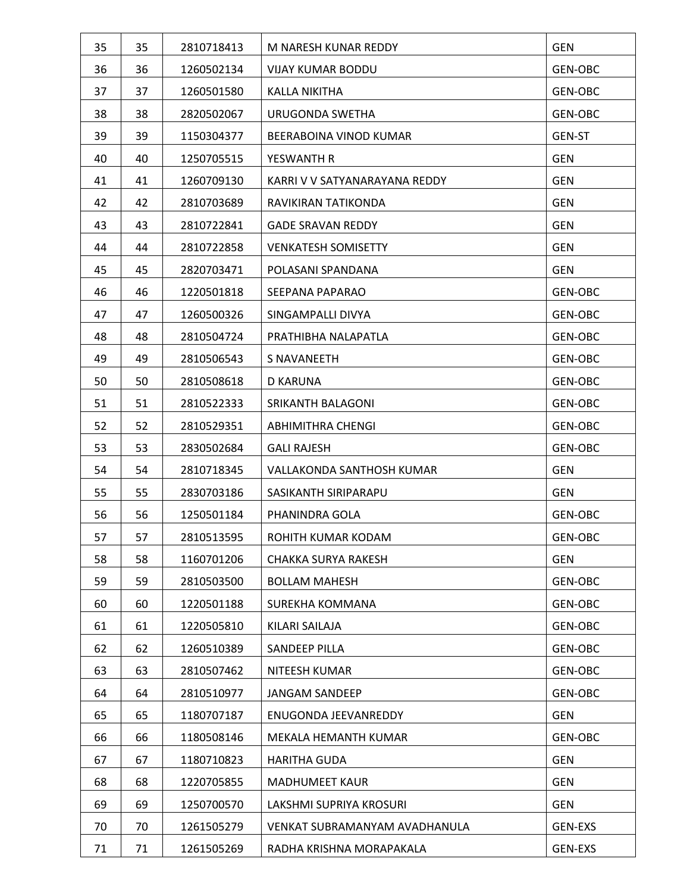| 35 | 35 | 2810718413 | M NARESH KUNAR REDDY | GEN |
|---|---|---|---|---|
| 36 | 36 | 1260502134 | VIJAY KUMAR BODDU | GEN-OBC |
| 37 | 37 | 1260501580 | KALLA NIKITHA | GEN-OBC |
| 38 | 38 | 2820502067 | URUGONDA SWETHA | GEN-OBC |
| 39 | 39 | 1150304377 | BEERABOINA VINOD KUMAR | GEN-ST |
| 40 | 40 | 1250705515 | YESWANTH R | GEN |
| 41 | 41 | 1260709130 | KARRI V V SATYANARAYANA REDDY | GEN |
| 42 | 42 | 2810703689 | RAVIKIRAN TATIKONDA | GEN |
| 43 | 43 | 2810722841 | GADE SRAVAN REDDY | GEN |
| 44 | 44 | 2810722858 | VENKATESH SOMISETTY | GEN |
| 45 | 45 | 2820703471 | POLASANI SPANDANA | GEN |
| 46 | 46 | 1220501818 | SEEPANA PAPARAO | GEN-OBC |
| 47 | 47 | 1260500326 | SINGAMPALLI DIVYA | GEN-OBC |
| 48 | 48 | 2810504724 | PRATHIBHA NALAPATLA | GEN-OBC |
| 49 | 49 | 2810506543 | S NAVANEETH | GEN-OBC |
| 50 | 50 | 2810508618 | D KARUNA | GEN-OBC |
| 51 | 51 | 2810522333 | SRIKANTH BALAGONI | GEN-OBC |
| 52 | 52 | 2810529351 | ABHIMITHRA CHENGI | GEN-OBC |
| 53 | 53 | 2830502684 | GALI RAJESH | GEN-OBC |
| 54 | 54 | 2810718345 | VALLAKONDA SANTHOSH KUMAR | GEN |
| 55 | 55 | 2830703186 | SASIKANTH SIRIPARAPU | GEN |
| 56 | 56 | 1250501184 | PHANINDRA GOLA | GEN-OBC |
| 57 | 57 | 2810513595 | ROHITH KUMAR KODAM | GEN-OBC |
| 58 | 58 | 1160701206 | CHAKKA SURYA RAKESH | GEN |
| 59 | 59 | 2810503500 | BOLLAM MAHESH | GEN-OBC |
| 60 | 60 | 1220501188 | SUREKHA KOMMANA | GEN-OBC |
| 61 | 61 | 1220505810 | KILARI SAILAJA | GEN-OBC |
| 62 | 62 | 1260510389 | SANDEEP PILLA | GEN-OBC |
| 63 | 63 | 2810507462 | NITEESH KUMAR | GEN-OBC |
| 64 | 64 | 2810510977 | JANGAM SANDEEP | GEN-OBC |
| 65 | 65 | 1180707187 | ENUGONDA JEEVANREDDY | GEN |
| 66 | 66 | 1180508146 | MEKALA HEMANTH KUMAR | GEN-OBC |
| 67 | 67 | 1180710823 | HARITHA GUDA | GEN |
| 68 | 68 | 1220705855 | MADHUMEET KAUR | GEN |
| 69 | 69 | 1250700570 | LAKSHMI SUPRIYA KROSURI | GEN |
| 70 | 70 | 1261505279 | VENKAT SUBRAMANYAM AVADHANULA | GEN-EXS |
| 71 | 71 | 1261505269 | RADHA KRISHNA MORAPAKALA | GEN-EXS |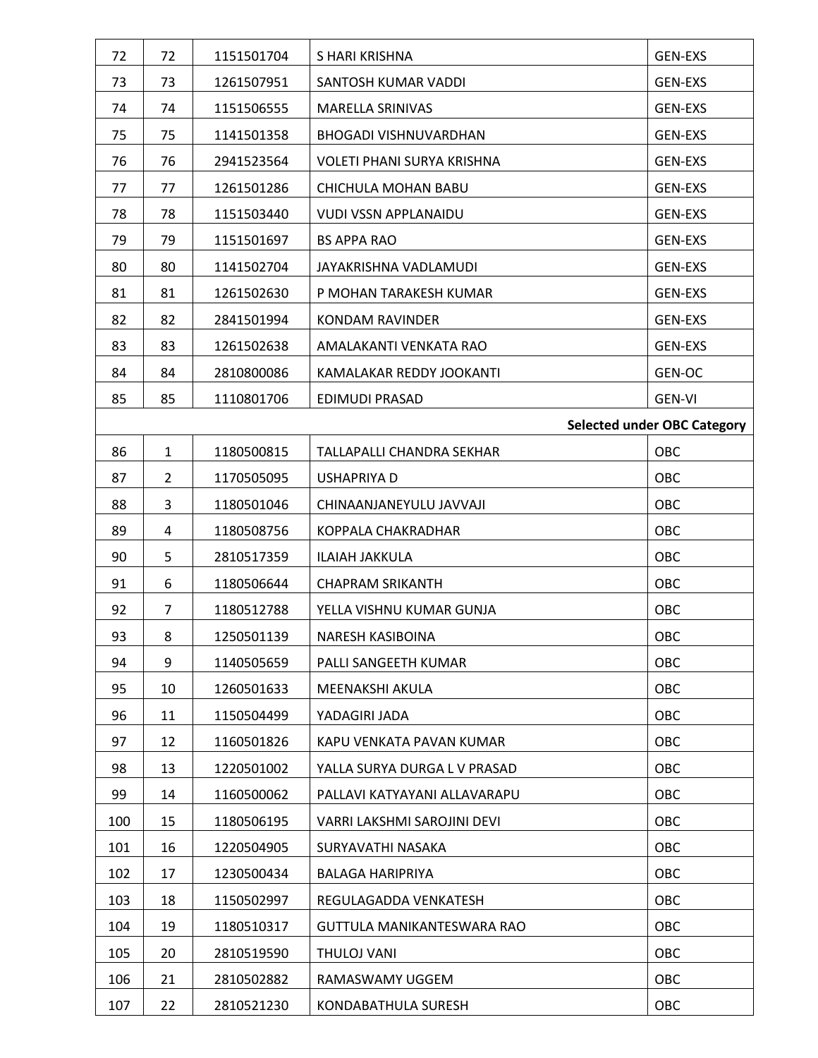| | | | | |
|---|---|---|---|---|
| 72 | 72 | 1151501704 | S HARI KRISHNA | GEN-EXS |
| 73 | 73 | 1261507951 | SANTOSH KUMAR VADDI | GEN-EXS |
| 74 | 74 | 1151506555 | MARELLA SRINIVAS | GEN-EXS |
| 75 | 75 | 1141501358 | BHOGADI VISHNUVARDHAN | GEN-EXS |
| 76 | 76 | 2941523564 | VOLETI PHANI SURYA KRISHNA | GEN-EXS |
| 77 | 77 | 1261501286 | CHICHULA MOHAN BABU | GEN-EXS |
| 78 | 78 | 1151503440 | VUDI VSSN APPLANAIDU | GEN-EXS |
| 79 | 79 | 1151501697 | BS APPA RAO | GEN-EXS |
| 80 | 80 | 1141502704 | JAYAKRISHNA VADLAMUDI | GEN-EXS |
| 81 | 81 | 1261502630 | P MOHAN TARAKESH KUMAR | GEN-EXS |
| 82 | 82 | 2841501994 | KONDAM RAVINDER | GEN-EXS |
| 83 | 83 | 1261502638 | AMALAKANTI VENKATA RAO | GEN-EXS |
| 84 | 84 | 2810800086 | KAMALAKAR REDDY JOOKANTI | GEN-OC |
| 85 | 85 | 1110801706 | EDIMUDI PRASAD | GEN-VI |
| | | | | **Selected under OBC Category** |
| 86 | 1 | 1180500815 | TALLAPALLI CHANDRA SEKHAR | OBC |
| 87 | 2 | 1170505095 | USHAPRIYA D | OBC |
| 88 | 3 | 1180501046 | CHINAANJANEYULU JAVVAJI | OBC |
| 89 | 4 | 1180508756 | KOPPALA CHAKRADHAR | OBC |
| 90 | 5 | 2810517359 | ILAIAH JAKKULA | OBC |
| 91 | 6 | 1180506644 | CHAPRAM SRIKANTH | OBC |
| 92 | 7 | 1180512788 | YELLA VISHNU KUMAR GUNJA | OBC |
| 93 | 8 | 1250501139 | NARESH KASIBOINA | OBC |
| 94 | 9 | 1140505659 | PALLI SANGEETH KUMAR | OBC |
| 95 | 10 | 1260501633 | MEENAKSHI AKULA | OBC |
| 96 | 11 | 1150504499 | YADAGIRI JADA | OBC |
| 97 | 12 | 1160501826 | KAPU VENKATA PAVAN KUMAR | OBC |
| 98 | 13 | 1220501002 | YALLA SURYA DURGA L V PRASAD | OBC |
| 99 | 14 | 1160500062 | PALLAVI KATYAYANI ALLAVARAPU | OBC |
| 100 | 15 | 1180506195 | VARRI LAKSHMI SAROJINI DEVI | OBC |
| 101 | 16 | 1220504905 | SURYAVATHI NASAKA | OBC |
| 102 | 17 | 1230500434 | BALAGA HARIPRIYA | OBC |
| 103 | 18 | 1150502997 | REGULAGADDA VENKATESH | OBC |
| 104 | 19 | 1180510317 | GUTTULA MANIKANTESWARA RAO | OBC |
| 105 | 20 | 2810519590 | THULOJ VANI | OBC |
| 106 | 21 | 2810502882 | RAMASWAMY UGGEM | OBC |
| 107 | 22 | 2810521230 | KONDABATHULA SURESH | OBC |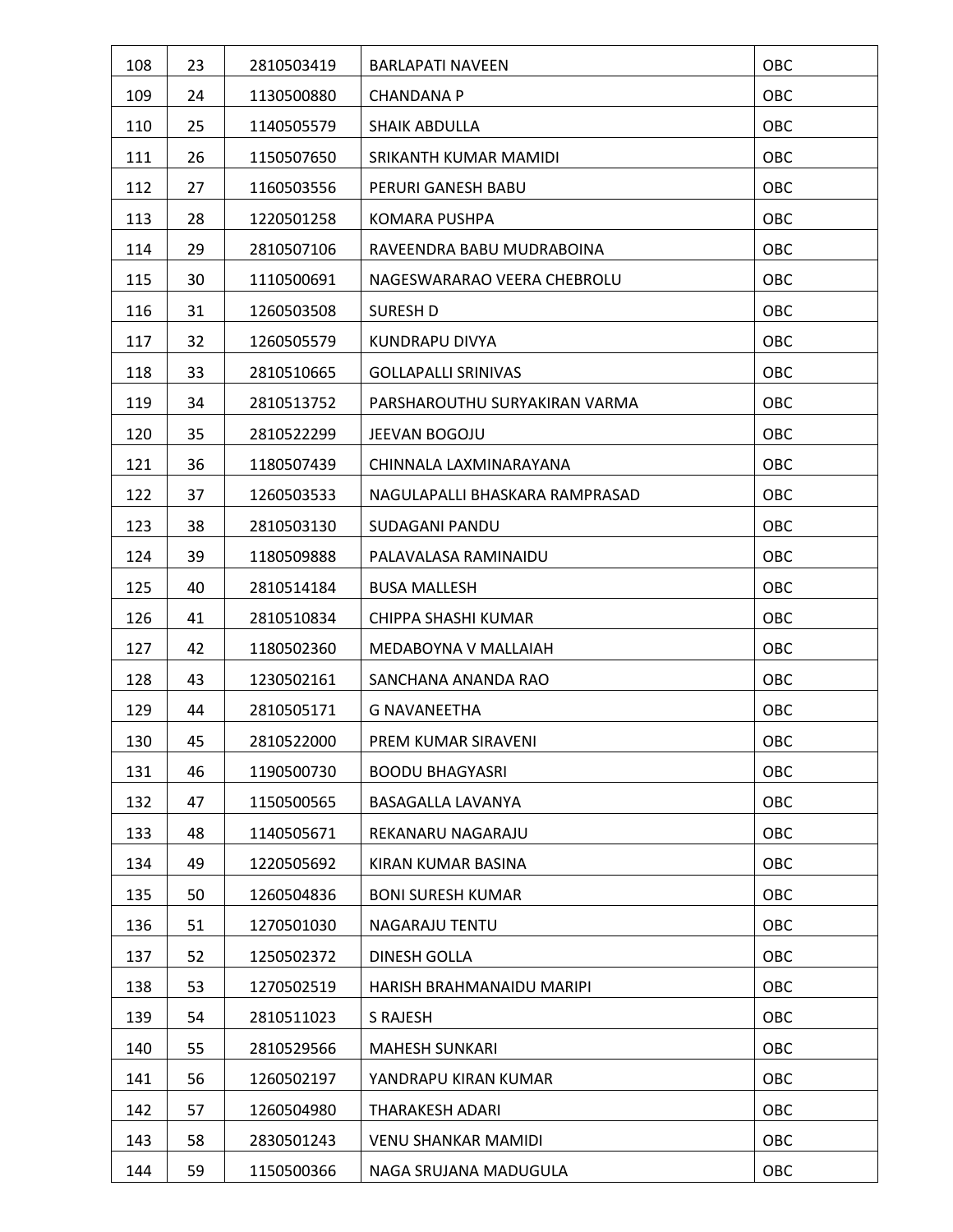| 108 | 23 | 2810503419 | BARLAPATI NAVEEN | OBC |
|---|---|---|---|---|
| 109 | 24 | 1130500880 | CHANDANA P | OBC |
| 110 | 25 | 1140505579 | SHAIK ABDULLA | OBC |
| 111 | 26 | 1150507650 | SRIKANTH KUMAR MAMIDI | OBC |
| 112 | 27 | 1160503556 | PERURI GANESH BABU | OBC |
| 113 | 28 | 1220501258 | KOMARA PUSHPA | OBC |
| 114 | 29 | 2810507106 | RAVEENDRA BABU MUDRABOINA | OBC |
| 115 | 30 | 1110500691 | NAGESWARARAO VEERA CHEBROLU | OBC |
| 116 | 31 | 1260503508 | SURESH D | OBC |
| 117 | 32 | 1260505579 | KUNDRAPU DIVYA | OBC |
| 118 | 33 | 2810510665 | GOLLAPALLI SRINIVAS | OBC |
| 119 | 34 | 2810513752 | PARSHAROUTHU SURYAKIRAN VARMA | OBC |
| 120 | 35 | 2810522299 | JEEVAN BOGOJU | OBC |
| 121 | 36 | 1180507439 | CHINNALA LAXMINARAYANA | OBC |
| 122 | 37 | 1260503533 | NAGULAPALLI BHASKARA RAMPRASAD | OBC |
| 123 | 38 | 2810503130 | SUDAGANI PANDU | OBC |
| 124 | 39 | 1180509888 | PALAVALASA RAMINAIDU | OBC |
| 125 | 40 | 2810514184 | BUSA MALLESH | OBC |
| 126 | 41 | 2810510834 | CHIPPA SHASHI KUMAR | OBC |
| 127 | 42 | 1180502360 | MEDABOYNA V MALLAIAH | OBC |
| 128 | 43 | 1230502161 | SANCHANA ANANDA RAO | OBC |
| 129 | 44 | 2810505171 | G NAVANEETHA | OBC |
| 130 | 45 | 2810522000 | PREM KUMAR SIRAVENI | OBC |
| 131 | 46 | 1190500730 | BOODU BHAGYASRI | OBC |
| 132 | 47 | 1150500565 | BASAGALLA LAVANYA | OBC |
| 133 | 48 | 1140505671 | REKANARU NAGARAJU | OBC |
| 134 | 49 | 1220505692 | KIRAN KUMAR BASINA | OBC |
| 135 | 50 | 1260504836 | BONI SURESH KUMAR | OBC |
| 136 | 51 | 1270501030 | NAGARAJU TENTU | OBC |
| 137 | 52 | 1250502372 | DINESH GOLLA | OBC |
| 138 | 53 | 1270502519 | HARISH BRAHMANAIDU MARIPI | OBC |
| 139 | 54 | 2810511023 | S RAJESH | OBC |
| 140 | 55 | 2810529566 | MAHESH SUNKARI | OBC |
| 141 | 56 | 1260502197 | YANDRAPU KIRAN KUMAR | OBC |
| 142 | 57 | 1260504980 | THARAKESH ADARI | OBC |
| 143 | 58 | 2830501243 | VENU SHANKAR MAMIDI | OBC |
| 144 | 59 | 1150500366 | NAGA SRUJANA MADUGULA | OBC |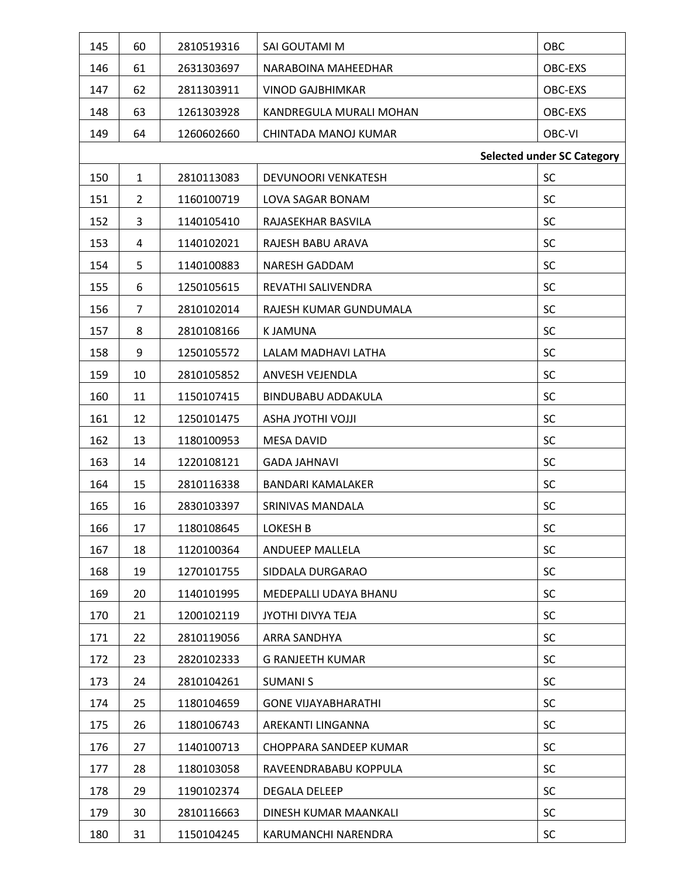| | | | | |
|---|---|---|---|---|
| 145 | 60 | 2810519316 | SAI GOUTAMI M | OBC |
| 146 | 61 | 2631303697 | NARABOINA MAHEEDHAR | OBC-EXS |
| 147 | 62 | 2811303911 | VINOD GAJBHIMKAR | OBC-EXS |
| 148 | 63 | 1261303928 | KANDREGULA MURALI MOHAN | OBC-EXS |
| 149 | 64 | 1260602660 | CHINTADA MANOJ KUMAR | OBC-VI |
| | | | | **Selected under SC Category** |
| 150 | 1 | 2810113083 | DEVUNOORI VENKATESH | SC |
| 151 | 2 | 1160100719 | LOVA SAGAR BONAM | SC |
| 152 | 3 | 1140105410 | RAJASEKHAR BASVILA | SC |
| 153 | 4 | 1140102021 | RAJESH BABU ARAVA | SC |
| 154 | 5 | 1140100883 | NARESH GADDAM | SC |
| 155 | 6 | 1250105615 | REVATHI SALIVENDRA | SC |
| 156 | 7 | 2810102014 | RAJESH KUMAR GUNDUMALA | SC |
| 157 | 8 | 2810108166 | K JAMUNA | SC |
| 158 | 9 | 1250105572 | LALAM MADHAVI LATHA | SC |
| 159 | 10 | 2810105852 | ANVESH VEJENDLA | SC |
| 160 | 11 | 1150107415 | BINDUBABU ADDAKULA | SC |
| 161 | 12 | 1250101475 | ASHA JYOTHI VOJJI | SC |
| 162 | 13 | 1180100953 | MESA DAVID | SC |
| 163 | 14 | 1220108121 | GADA JAHNAVI | SC |
| 164 | 15 | 2810116338 | BANDARI KAMALAKER | SC |
| 165 | 16 | 2830103397 | SRINIVAS MANDALA | SC |
| 166 | 17 | 1180108645 | LOKESH B | SC |
| 167 | 18 | 1120100364 | ANDUEEP MALLELA | SC |
| 168 | 19 | 1270101755 | SIDDALA DURGARAO | SC |
| 169 | 20 | 1140101995 | MEDEPALLI UDAYA BHANU | SC |
| 170 | 21 | 1200102119 | JYOTHI DIVYA TEJA | SC |
| 171 | 22 | 2810119056 | ARRA SANDHYA | SC |
| 172 | 23 | 2820102333 | G RANJEETH KUMAR | SC |
| 173 | 24 | 2810104261 | SUMANI S | SC |
| 174 | 25 | 1180104659 | GONE VIJAYABHARATHI | SC |
| 175 | 26 | 1180106743 | AREKANTI LINGANNA | SC |
| 176 | 27 | 1140100713 | CHOPPARA SANDEEP KUMAR | SC |
| 177 | 28 | 1180103058 | RAVEENDRABABU KOPPULA | SC |
| 178 | 29 | 1190102374 | DEGALA DELEEP | SC |
| 179 | 30 | 2810116663 | DINESH KUMAR MAANKALI | SC |
| 180 | 31 | 1150104245 | KARUMANCHI NARENDRA | SC |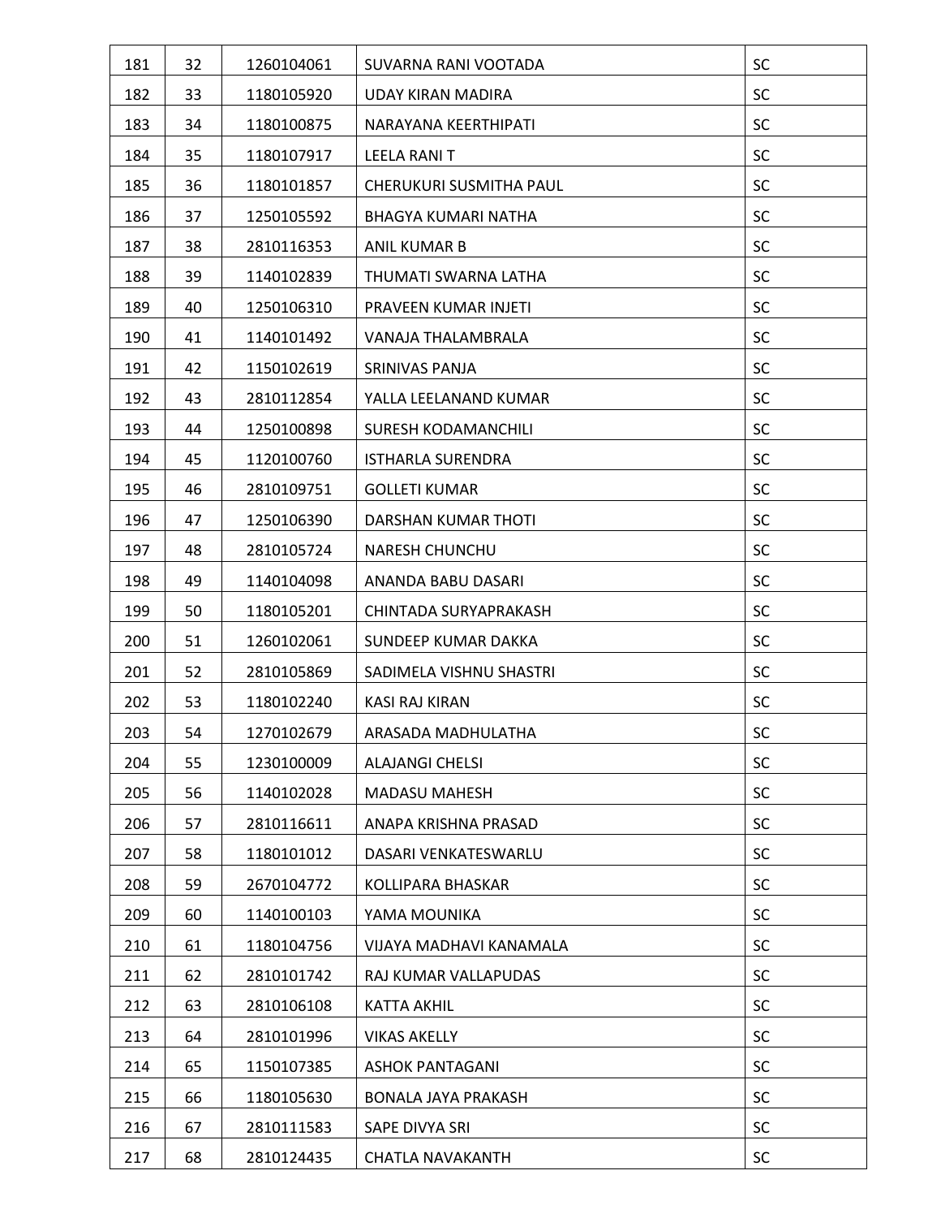| 181 | 32 | 1260104061 | SUVARNA RANI VOOTADA | SC |
|---|---|---|---|---|
| 182 | 33 | 1180105920 | UDAY KIRAN MADIRA | SC |
| 183 | 34 | 1180100875 | NARAYANA KEERTHIPATI | SC |
| 184 | 35 | 1180107917 | LEELA RANI T | SC |
| 185 | 36 | 1180101857 | CHERUKURI SUSMITHA PAUL | SC |
| 186 | 37 | 1250105592 | BHAGYA KUMARI NATHA | SC |
| 187 | 38 | 2810116353 | ANIL KUMAR B | SC |
| 188 | 39 | 1140102839 | THUMATI SWARNA LATHA | SC |
| 189 | 40 | 1250106310 | PRAVEEN KUMAR INJETI | SC |
| 190 | 41 | 1140101492 | VANAJA THALAMBRALA | SC |
| 191 | 42 | 1150102619 | SRINIVAS PANJA | SC |
| 192 | 43 | 2810112854 | YALLA LEELANAND KUMAR | SC |
| 193 | 44 | 1250100898 | SURESH KODAMANCHILI | SC |
| 194 | 45 | 1120100760 | ISTHARLA SURENDRA | SC |
| 195 | 46 | 2810109751 | GOLLETI KUMAR | SC |
| 196 | 47 | 1250106390 | DARSHAN KUMAR THOTI | SC |
| 197 | 48 | 2810105724 | NARESH CHUNCHU | SC |
| 198 | 49 | 1140104098 | ANANDA BABU DASARI | SC |
| 199 | 50 | 1180105201 | CHINTADA SURYAPRAKASH | SC |
| 200 | 51 | 1260102061 | SUNDEEP KUMAR DAKKA | SC |
| 201 | 52 | 2810105869 | SADIMELA VISHNU SHASTRI | SC |
| 202 | 53 | 1180102240 | KASI RAJ KIRAN | SC |
| 203 | 54 | 1270102679 | ARASADA MADHULATHA | SC |
| 204 | 55 | 1230100009 | ALAJANGI CHELSI | SC |
| 205 | 56 | 1140102028 | MADASU MAHESH | SC |
| 206 | 57 | 2810116611 | ANAPA KRISHNA PRASAD | SC |
| 207 | 58 | 1180101012 | DASARI VENKATESWARLU | SC |
| 208 | 59 | 2670104772 | KOLLIPARA BHASKAR | SC |
| 209 | 60 | 1140100103 | YAMA MOUNIKA | SC |
| 210 | 61 | 1180104756 | VIJAYA MADHAVI KANAMALA | SC |
| 211 | 62 | 2810101742 | RAJ KUMAR VALLAPUDAS | SC |
| 212 | 63 | 2810106108 | KATTA AKHIL | SC |
| 213 | 64 | 2810101996 | VIKAS AKELLY | SC |
| 214 | 65 | 1150107385 | ASHOK PANTAGANI | SC |
| 215 | 66 | 1180105630 | BONALA JAYA PRAKASH | SC |
| 216 | 67 | 2810111583 | SAPE DIVYA SRI | SC |
| 217 | 68 | 2810124435 | CHATLA NAVAKANTH | SC |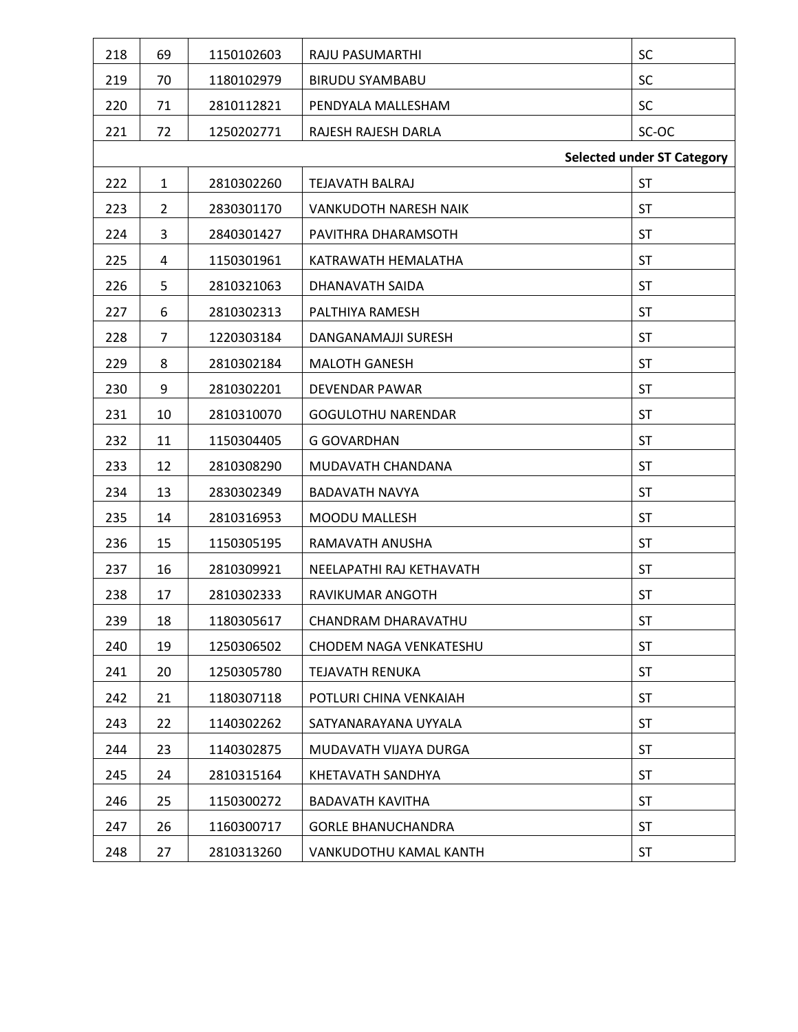| | | | | |
|---|---|---|---|---|
| 218 | 69 | 1150102603 | RAJU PASUMARTHI | SC |
| 219 | 70 | 1180102979 | BIRUDU SYAMBABU | SC |
| 220 | 71 | 2810112821 | PENDYALA MALLESHAM | SC |
| 221 | 72 | 1250202771 | RAJESH RAJESH DARLA | SC-OC |
| | | | | **Selected under ST Category** |
| 222 | 1 | 2810302260 | TEJAVATH BALRAJ | ST |
| 223 | 2 | 2830301170 | VANKUDOTH NARESH NAIK | ST |
| 224 | 3 | 2840301427 | PAVITHRA DHARAMSOTH | ST |
| 225 | 4 | 1150301961 | KATRAWATH HEMALATHA | ST |
| 226 | 5 | 2810321063 | DHANAVATH SAIDA | ST |
| 227 | 6 | 2810302313 | PALTHIYA RAMESH | ST |
| 228 | 7 | 1220303184 | DANGANAMAJJI SURESH | ST |
| 229 | 8 | 2810302184 | MALOTH GANESH | ST |
| 230 | 9 | 2810302201 | DEVENDAR PAWAR | ST |
| 231 | 10 | 2810310070 | GOGULOTHU NARENDAR | ST |
| 232 | 11 | 1150304405 | G GOVARDHAN | ST |
| 233 | 12 | 2810308290 | MUDAVATH CHANDANA | ST |
| 234 | 13 | 2830302349 | BADAVATH NAVYA | ST |
| 235 | 14 | 2810316953 | MOODU MALLESH | ST |
| 236 | 15 | 1150305195 | RAMAVATH ANUSHA | ST |
| 237 | 16 | 2810309921 | NEELAPATHI RAJ KETHAVATH | ST |
| 238 | 17 | 2810302333 | RAVIKUMAR ANGOTH | ST |
| 239 | 18 | 1180305617 | CHANDRAM DHARAVATHU | ST |
| 240 | 19 | 1250306502 | CHODEM NAGA VENKATESHU | ST |
| 241 | 20 | 1250305780 | TEJAVATH RENUKA | ST |
| 242 | 21 | 1180307118 | POTLURI CHINA VENKAIAH | ST |
| 243 | 22 | 1140302262 | SATYANARAYANA UYYALA | ST |
| 244 | 23 | 1140302875 | MUDAVATH VIJAYA DURGA | ST |
| 245 | 24 | 2810315164 | KHETAVATH SANDHYA | ST |
| 246 | 25 | 1150300272 | BADAVATH KAVITHA | ST |
| 247 | 26 | 1160300717 | GORLE BHANUCHANDRA | ST |
| 248 | 27 | 2810313260 | VANKUDOTHU KAMAL KANTH | ST |